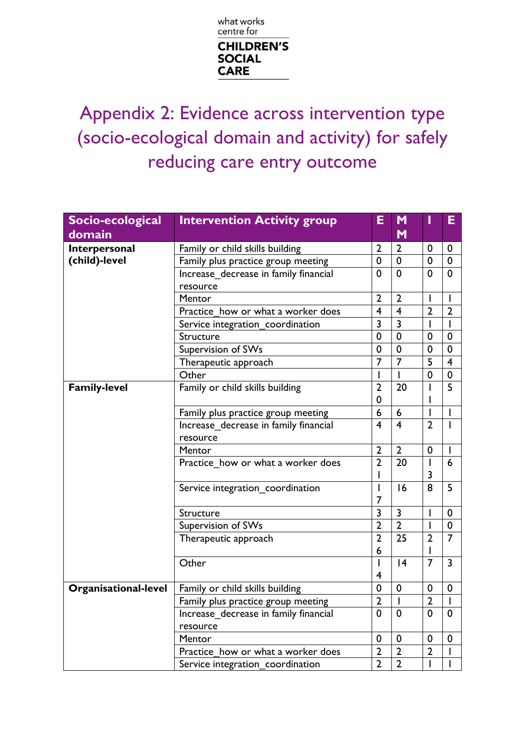what works centre for **CHILDREN'S SOCIAL CARE**

# Appendix 2: Evidence across intervention type (socio-ecological domain and activity) for safely reducing care entry outcome

| Socio-ecological domain | Intervention Activity group | E | MM | I | E |
|---|---|---|---|---|---|
| **Interpersonal (child)-level** | Family or child skills building | 2 | 2 | 0 | 0 |
| | Family plus practice group meeting | 0 | 0 | 0 | 0 |
| | Increase_decrease in family financial resource | 0 | 0 | 0 | 0 |
| | Mentor | 2 | 2 | 1 | 1 |
| | Practice_how or what a worker does | 4 | 4 | 2 | 2 |
| | Service integration_coordination | 3 | 3 | 1 | 1 |
| | Structure | 0 | 0 | 0 | 0 |
| | Supervision of SWs | 0 | 0 | 0 | 0 |
| | Therapeutic approach | 7 | 7 | 5 | 4 |
| | Other | 1 | 1 | 0 | 0 |
| **Family-level** | Family or child skills building | 20 | 20 | 11 | 5 |
| | Family plus practice group meeting | 6 | 6 | 1 | 1 |
| | Increase_decrease in family financial resource | 4 | 4 | 2 | 1 |
| | Mentor | 2 | 2 | 0 | 1 |
| | Practice_how or what a worker does | 21 | 20 | 13 | 6 |
| | Service integration_coordination | 17 | 16 | 8 | 5 |
| | Structure | 3 | 3 | 1 | 0 |
| | Supervision of SWs | 2 | 2 | 1 | 0 |
| | Therapeutic approach | 26 | 25 | 21 | 7 |
| | Other | 14 | 14 | 7 | 3 |
| **Organisational-level** | Family or child skills building | 0 | 0 | 0 | 0 |
| | Family plus practice group meeting | 2 | 1 | 2 | 1 |
| | Increase_decrease in family financial resource | 0 | 0 | 0 | 0 |
| | Mentor | 0 | 0 | 0 | 0 |
| | Practice_how or what a worker does | 2 | 2 | 2 | 1 |
| | Service integration_coordination | 2 | 2 | 1 | 1 |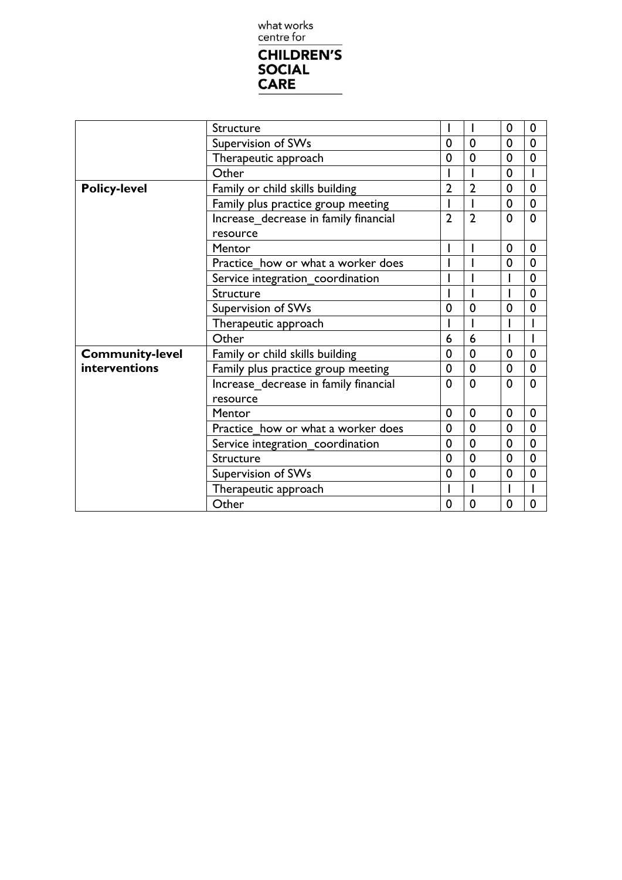| | | | | | |
|---|---|---|---|---|---|
| | Structure | 1 | 1 | 0 | 0 |
| | Supervision of SWs | 0 | 0 | 0 | 0 |
| | Therapeutic approach | 0 | 0 | 0 | 0 |
| | Other | 1 | 1 | 0 | 1 |
| **Policy-level** | Family or child skills building | 2 | 2 | 0 | 0 |
| | Family plus practice group meeting | 1 | 1 | 0 | 0 |
| | Increase_decrease in family financial resource | 2 | 2 | 0 | 0 |
| | Mentor | 1 | 1 | 0 | 0 |
| | Practice_how or what a worker does | 1 | 1 | 0 | 0 |
| | Service integration_coordination | 1 | 1 | 1 | 0 |
| | Structure | 1 | 1 | 1 | 0 |
| | Supervision of SWs | 0 | 0 | 0 | 0 |
| | Therapeutic approach | 1 | 1 | 1 | 1 |
| | Other | 6 | 6 | 1 | 1 |
| **Community-level interventions** | Family or child skills building | 0 | 0 | 0 | 0 |
| | Family plus practice group meeting | 0 | 0 | 0 | 0 |
| | Increase_decrease in family financial resource | 0 | 0 | 0 | 0 |
| | Mentor | 0 | 0 | 0 | 0 |
| | Practice_how or what a worker does | 0 | 0 | 0 | 0 |
| | Service integration_coordination | 0 | 0 | 0 | 0 |
| | Structure | 0 | 0 | 0 | 0 |
| | Supervision of SWs | 0 | 0 | 0 | 0 |
| | Therapeutic approach | 1 | 1 | 1 | 1 |
| | Other | 0 | 0 | 0 | 0 |